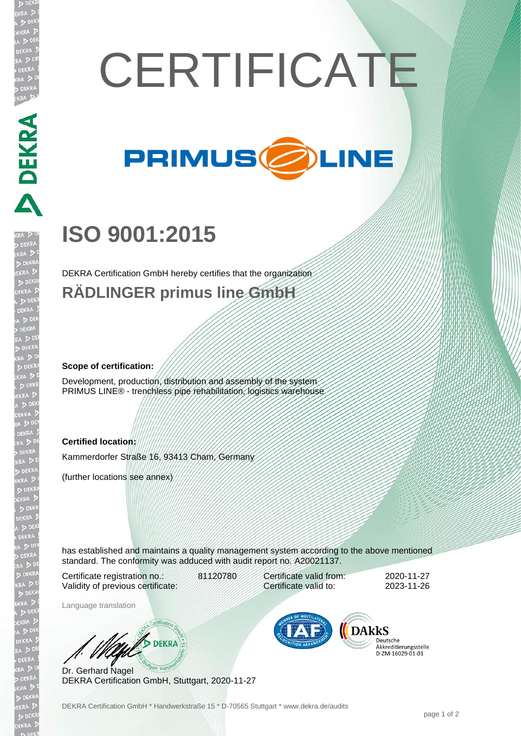# CERTIFICATE

PRIMUS LINE

## ISO 9001:2015

DEKRA Certification GmbH hereby certifies that the organization

### RÄDLINGER primus line GmbH

**Scope of certification:**

Development, production, distribution and assembly of the system PRIMUS LINE® - trenchless pipe rehabilitation, logistics warehouse

**Certified location:**

Kammerdorfer Straße 16, 93413 Cham, Germany

(further locations see annex)

has established and maintains a quality management system according to the above mentioned standard. The conformity was adduced with audit report no. A20021137.

| | | | |
|---|---|---|---|
| Certificate registration no.: | 81120780 | Certificate valid from: | 2020-11-27 |
| Validity of previous certificate: | | Certificate valid to: | 2023-11-26 |

Language translation

Dr. Gerhard Nagel
DEKRA Certification GmbH, Stuttgart, 2020-11-27

DAkkS Deutsche Akkreditierungsstelle D-ZM-16029-01-01

DEKRA Certification GmbH * Handwerkstraße 15 * D-70565 Stuttgart * www.dekra.de/audits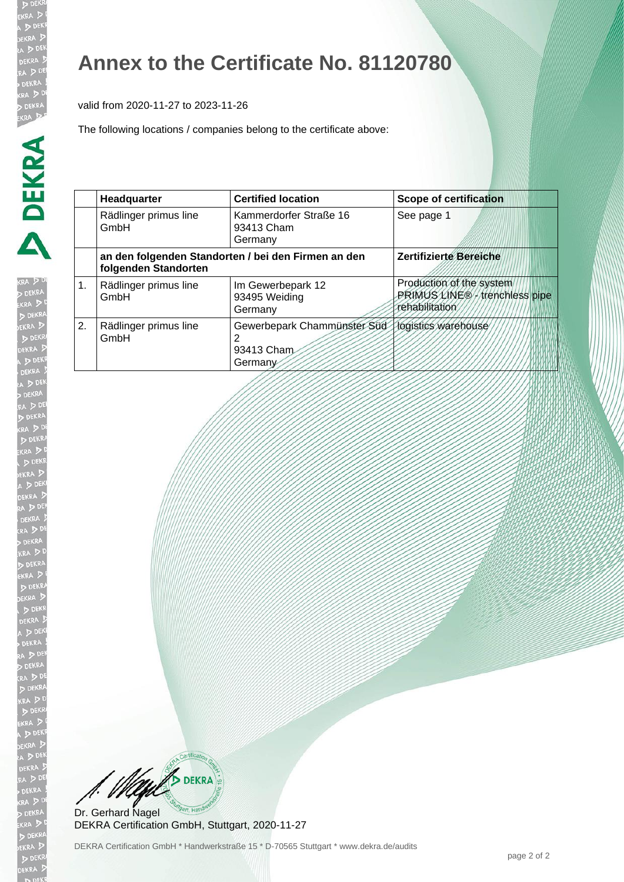# Annex to the Certificate No. 81120780

valid from 2020-11-27 to 2023-11-26

The following locations / companies belong to the certificate above:

| | Headquarter | Certified location | Scope of certification |
|---|---|---|---|
| | Rädlinger primus line GmbH | Kammerdorfer Straße 16<br>93413 Cham<br>Germany | See page 1 |
| | **an den folgenden Standorten / bei den Firmen an den folgenden Standorten** | | **Zertifizierte Bereiche** |
| 1. | Rädlinger primus line GmbH | Im Gewerbepark 12<br>93495 Weiding<br>Germany | Production of the system PRIMUS LINE® - trenchless pipe rehabilitation |
| 2. | Rädlinger primus line GmbH | Gewerbepark Chammünster Süd 2<br>93413 Cham<br>Germany | logistics warehouse |

Dr. Gerhard Nagel
DEKRA Certification GmbH, Stuttgart, 2020-11-27

DEKRA Certification GmbH * Handwerkstraße 15 * D-70565 Stuttgart * www.dekra.de/audits